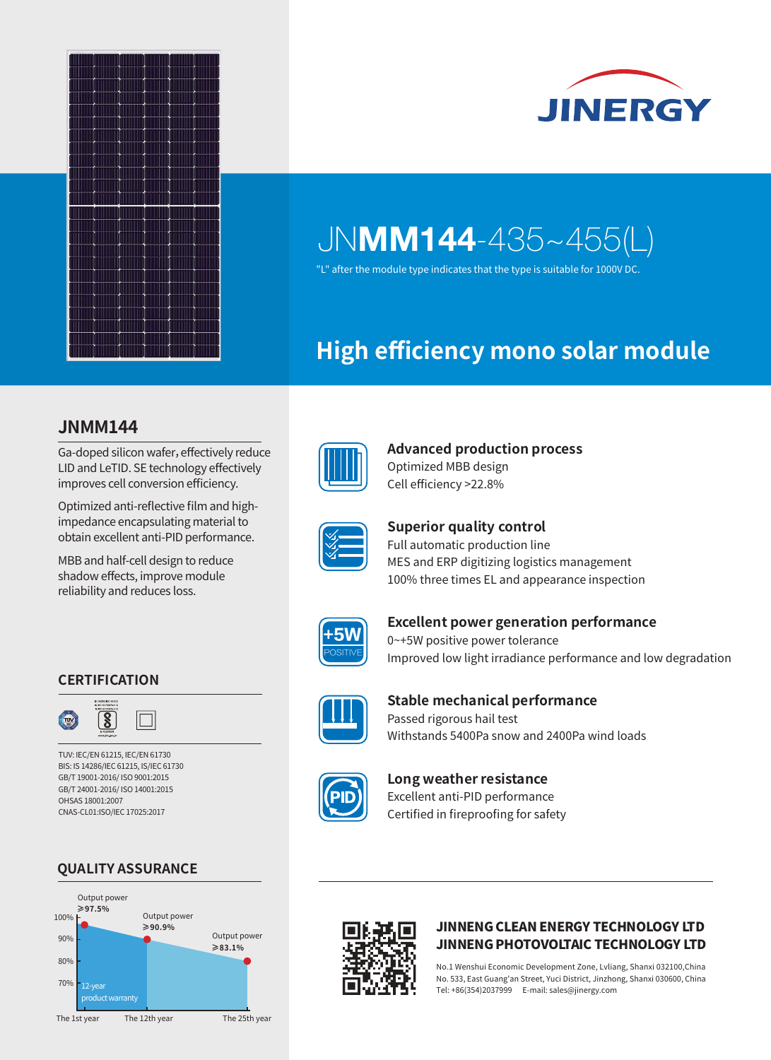# JINERGY

# JNMM144-435~455(L)

"L" after the module type indicates that the type is suitable for 1000V DC.

## High efficiency mono solar module

## JNMM144

Ga-doped silicon wafer, effectively reduce LID and LeTID. SE technology effectively improves cell conversion efficiency.

Optimized anti-reflective film and high-impedance encapsulating material to obtain excellent anti-PID performance.

MBB and half-cell design to reduce shadow effects, improve module reliability and reduces loss.

### Advanced production process

Optimized MBB design

Cell efficiency >22.8%

### Superior quality control

Full automatic production line

MES and ERP digitizing logistics management

100% three times EL and appearance inspection

### Excellent power generation performance

+5W POSITIVE

0~+5W positive power tolerance

Improved low light irradiance performance and low degradation

### Stable mechanical performance

Passed rigorous hail test

Withstands 5400Pa snow and 2400Pa wind loads

### Long weather resistance

Excellent anti-PID performance

Certified in fireproofing for safety

## CERTIFICATION

TUV: IEC/EN 61215, IEC/EN 61730

BIS: IS 14286/IEC 61215, IS/IEC 61730

GB/T 19001-2016/ ISO 9001:2015

GB/T 24001-2016/ ISO 14001:2015

OHSAS 18001:2007

CNAS-CL01:ISO/IEC 17025:2017

## QUALITY ASSURANCE

| | The 1st year | The 12th year | The 25th year |
|---|---|---|---|
| Output power | ≥97.5% | ≥90.9% | ≥83.1% |

12-year product warranty

**JINNENG CLEAN ENERGY TECHNOLOGY LTD**

**JINNENG PHOTOVOLTAIC TECHNOLOGY LTD**

No.1 Wenshui Economic Development Zone, Lvliang, Shanxi 032100,China

No. 533, East Guang'an Street, Yuci District, Jinzhong, Shanxi 030600, China

Tel: +86(354)2037999 E-mail: sales@jinergy.com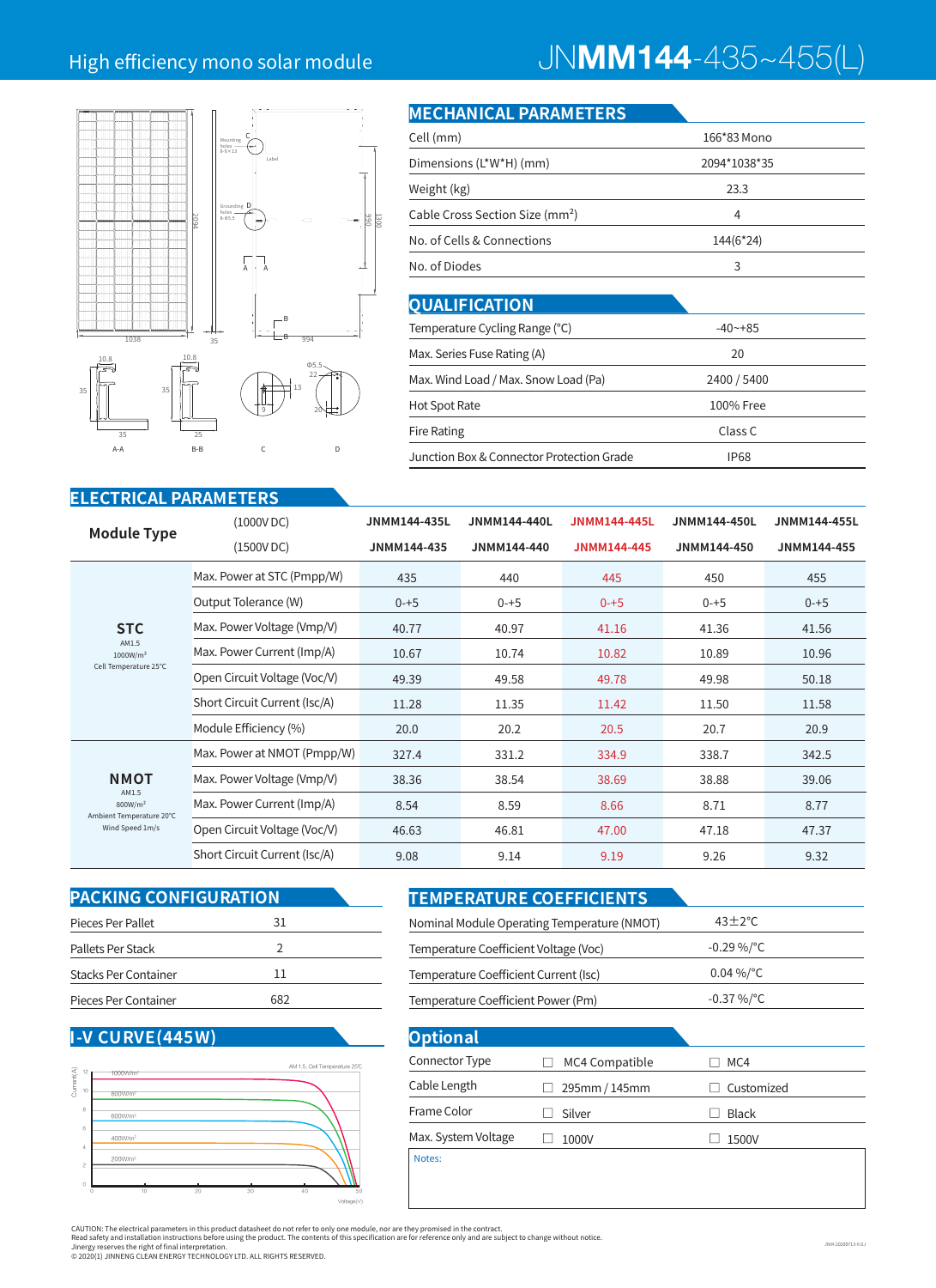# High efficiency mono solar module

# JNMM144-435~455(L)

Mounting holes 8-5×13
Label
Grounding holes 8-Φ5.5
2094
1038
35
990
1300
994
A A
B B
10.8
35
35
A-A
10.8
35
25
B-B
C
Φ5.5
22
13
9
20
D

## MECHANICAL PARAMETERS

| | |
|---|---|
| Cell (mm) | 166*83 Mono |
| Dimensions (L*W*H) (mm) | 2094*1038*35 |
| Weight (kg) | 23.3 |
| Cable Cross Section Size (mm²) | 4 |
| No. of Cells & Connections | 144(6*24) |
| No. of Diodes | 3 |

## QUALIFICATION

| | |
|---|---|
| Temperature Cycling Range (°C) | -40~+85 |
| Max. Series Fuse Rating (A) | 20 |
| Max. Wind Load / Max. Snow Load (Pa) | 2400 / 5400 |
| Hot Spot Rate | 100% Free |
| Fire Rating | Class C |
| Junction Box & Connector Protection Grade | IP68 |

## ELECTRICAL PARAMETERS

| Module Type | (1000V DC) | JNMM144-435L | JNMM144-440L | JNMM144-445L | JNMM144-450L | JNMM144-455L |
|---|---|---|---|---|---|---|
| | (1500V DC) | JNMM144-435 | JNMM144-440 | JNMM144-445 | JNMM144-450 | JNMM144-455 |
| **STC** AM1.5 1000W/m² Cell Temperature 25°C | Max. Power at STC (Pmpp/W) | 435 | 440 | 445 | 450 | 455 |
| | Output Tolerance (W) | 0-+5 | 0-+5 | 0-+5 | 0-+5 | 0-+5 |
| | Max. Power Voltage (Vmp/V) | 40.77 | 40.97 | 41.16 | 41.36 | 41.56 |
| | Max. Power Current (Imp/A) | 10.67 | 10.74 | 10.82 | 10.89 | 10.96 |
| | Open Circuit Voltage (Voc/V) | 49.39 | 49.58 | 49.78 | 49.98 | 50.18 |
| | Short Circuit Current (Isc/A) | 11.28 | 11.35 | 11.42 | 11.50 | 11.58 |
| | Module Efficiency (%) | 20.0 | 20.2 | 20.5 | 20.7 | 20.9 |
| **NMOT** AM1.5 800W/m² Ambient Temperature 20°C Wind Speed 1m/s | Max. Power at NMOT (Pmpp/W) | 327.4 | 331.2 | 334.9 | 338.7 | 342.5 |
| | Max. Power Voltage (Vmp/V) | 38.36 | 38.54 | 38.69 | 38.88 | 39.06 |
| | Max. Power Current (Imp/A) | 8.54 | 8.59 | 8.66 | 8.71 | 8.77 |
| | Open Circuit Voltage (Voc/V) | 46.63 | 46.81 | 47.00 | 47.18 | 47.37 |
| | Short Circuit Current (Isc/A) | 9.08 | 9.14 | 9.19 | 9.26 | 9.32 |

## PACKING CONFIGURATION

| | |
|---|---|
| Pieces Per Pallet | 31 |
| Pallets Per Stack | 2 |
| Stacks Per Container | 11 |
| Pieces Per Container | 682 |

## TEMPERATURE COEFFICIENTS

| | |
|---|---|
| Nominal Module Operating Temperature (NMOT) | 43±2°C |
| Temperature Coefficient Voltage (Voc) | -0.29 %/°C |
| Temperature Coefficient Current (Isc) | 0.04 %/°C |
| Temperature Coefficient Power (Pm) | -0.37 %/°C |

## I-V CURVE(445W)

AM 1.5, Cell Temperature 25°C
Current(A)
1000W/m²
800W/m²
600W/m²
400W/m²
200W/m²
12
10
8
6
4
2
0
0
10
20
30
40
50
Voltage(V)

## Optional

| | | |
|---|---|---|
| Connector Type | ☐ MC4 Compatible | ☐ MC4 |
| Cable Length | ☐ 295mm / 145mm | ☐ Customized |
| Frame Color | ☐ Silver | ☐ Black |
| Max. System Voltage | ☐ 1000V | ☐ 1500V |

Notes:

CAUTION: The electrical parameters in this product datasheet do not refer to only one module, nor are they promised in the contract.
Read safety and installation instructions before using the product. The contents of this specification are for reference only and are subject to change without notice.
Jinergy reserves the right of final interpretation.
© 2020(1) JINNENG CLEAN ENERGY TECHNOLOGY LTD. ALL RIGHTS RESERVED.

JNM-20200713-5.0